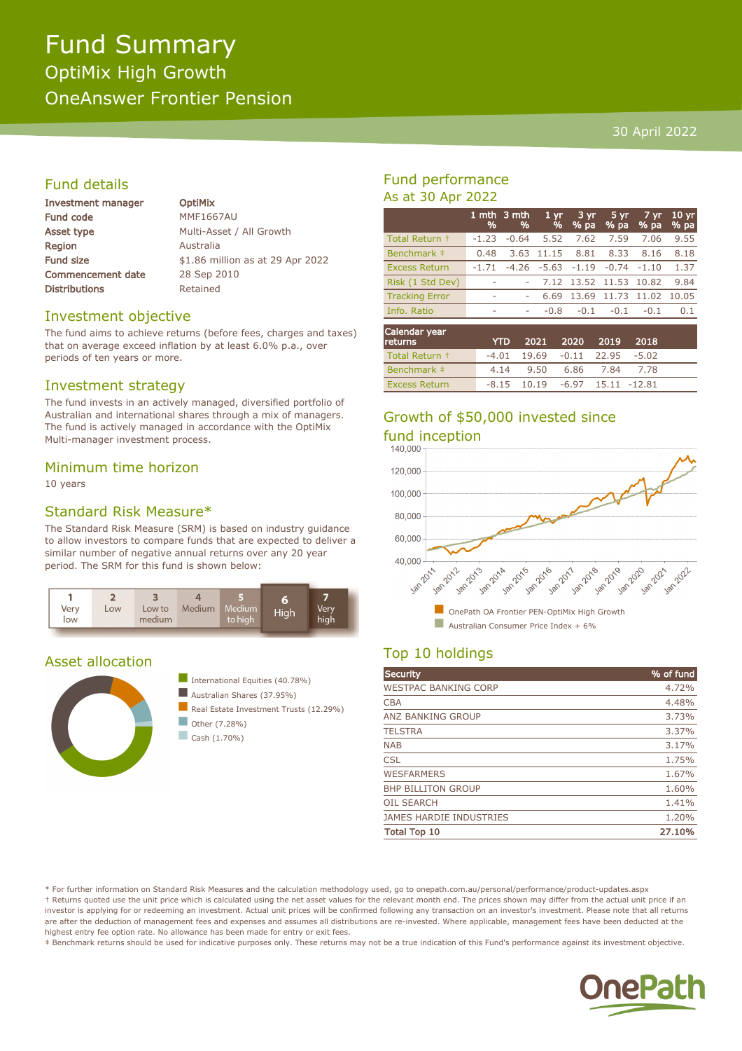# Fund Summary

## OptiMix High Growth

## OneAnswer Frontier Pension

30 April 2022

## Fund details

| | |
|---|---|
| **Investment manager** | **OptiMix** |
| **Fund code** | MMF1667AU |
| **Asset type** | Multi-Asset / All Growth |
| **Region** | Australia |
| **Fund size** | $1.86 million as at 29 Apr 2022 |
| **Commencement date** | 28 Sep 2010 |
| **Distributions** | Retained |

## Investment objective

The fund aims to achieve returns (before fees, charges and taxes) that on average exceed inflation by at least 6.0% p.a., over periods of ten years or more.

## Investment strategy

The fund invests in an actively managed, diversified portfolio of Australian and international shares through a mix of managers. The fund is actively managed in accordance with the OptiMix Multi-manager investment process.

## Minimum time horizon

10 years

## Standard Risk Measure*

The Standard Risk Measure (SRM) is based on industry guidance to allow investors to compare funds that are expected to deliver a similar number of negative annual returns over any 20 year period. The SRM for this fund is shown below:

| 1 | 2 | 3 | 4 | 5 | **6** | 7 |
|---|---|---|---|---|---|---|
| Very low | Low | Low to medium | Medium | Medium to high | **High** | Very high |

## Asset allocation

- International Equities (40.78%)
- Australian Shares (37.95%)
- Real Estate Investment Trusts (12.29%)
- Other (7.28%)
- Cash (1.70%)

## Fund performance

As at 30 Apr 2022

| | 1 mth % | 3 mth % | 1 yr % | 3 yr % pa | 5 yr % pa | 7 yr % pa | 10 yr % pa |
|---|---|---|---|---|---|---|---|
| Total Return † | -1.23 | -0.64 | 5.52 | 7.62 | 7.59 | 7.06 | 9.55 |
| Benchmark ‡ | 0.48 | 3.63 | 11.15 | 8.81 | 8.33 | 8.16 | 8.18 |
| Excess Return | -1.71 | -4.26 | -5.63 | -1.19 | -0.74 | -1.10 | 1.37 |
| Risk (1 Std Dev) | - | - | 7.12 | 13.52 | 11.53 | 10.82 | 9.84 |
| Tracking Error | - | - | 6.69 | 13.69 | 11.73 | 11.02 | 10.05 |
| Info. Ratio | - | - | -0.8 | -0.1 | -0.1 | -0.1 | 0.1 |

| Calendar year returns | YTD | 2021 | 2020 | 2019 | 2018 |
|---|---|---|---|---|---|
| Total Return † | -4.01 | 19.69 | -0.11 | 22.95 | -5.02 |
| Benchmark ‡ | 4.14 | 9.50 | 6.86 | 7.84 | 7.78 |
| Excess Return | -8.15 | 10.19 | -6.97 | 15.11 | -12.81 |

## Growth of $50,000 invested since fund inception

- OnePath OA Frontier PEN-OptiMix High Growth
- Australian Consumer Price Index + 6%

## Top 10 holdings

| Security | % of fund |
|---|---|
| WESTPAC BANKING CORP | 4.72% |
| CBA | 4.48% |
| ANZ BANKING GROUP | 3.73% |
| TELSTRA | 3.37% |
| NAB | 3.17% |
| CSL | 1.75% |
| WESFARMERS | 1.67% |
| BHP BILLITON GROUP | 1.60% |
| OIL SEARCH | 1.41% |
| JAMES HARDIE INDUSTRIES | 1.20% |
| **Total Top 10** | **27.10%** |

* For further information on Standard Risk Measures and the calculation methodology used, go to onepath.com.au/personal/performance/product-updates.aspx

† Returns quoted use the unit price which is calculated using the net asset values for the relevant month end. The prices shown may differ from the actual unit price if an investor is applying for or redeeming an investment. Actual unit prices will be confirmed following any transaction on an investor's investment. Please note that all returns are after the deduction of management fees and expenses and assumes all distributions are re-invested. Where applicable, management fees have been deducted at the highest entry fee option rate. No allowance has been made for entry or exit fees.

‡ Benchmark returns should be used for indicative purposes only. These returns may not be a true indication of this Fund's performance against its investment objective.

OnePath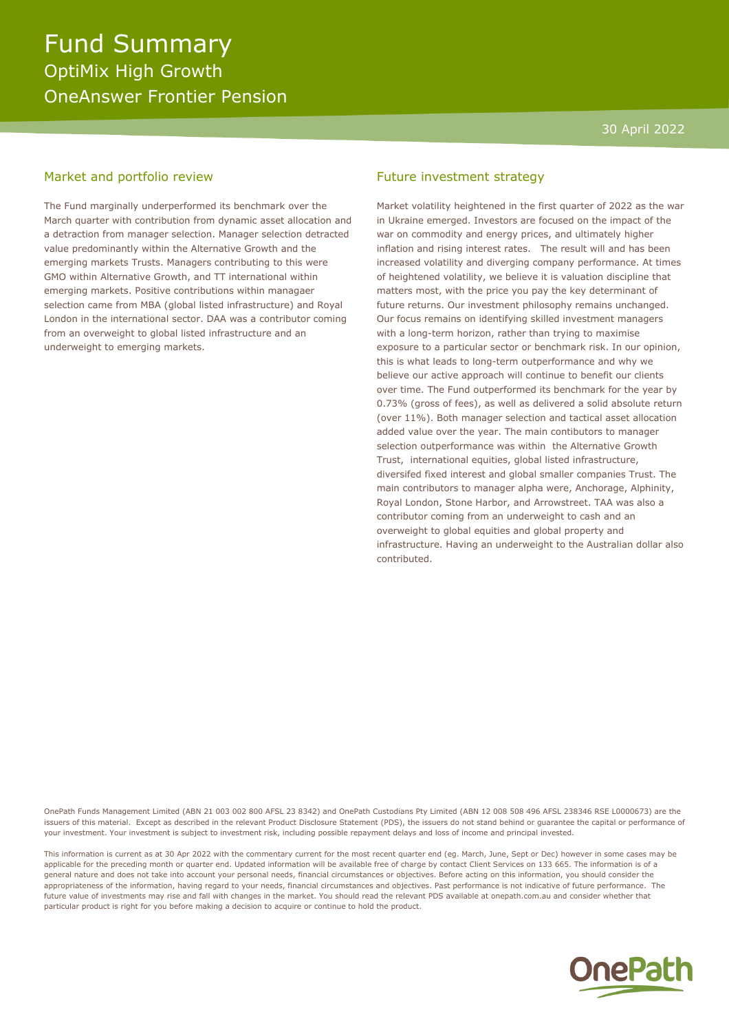# Fund Summary

## OptiMix High Growth

## OneAnswer Frontier Pension

30 April 2022

### Market and portfolio review

The Fund marginally underperformed its benchmark over the March quarter with contribution from dynamic asset allocation and a detraction from manager selection. Manager selection detracted value predominantly within the Alternative Growth and the emerging markets Trusts. Managers contributing to this were GMO within Alternative Growth, and TT international within emerging markets. Positive contributions within managaer selection came from MBA (global listed infrastructure) and Royal London in the international sector. DAA was a contributor coming from an overweight to global listed infrastructure and an underweight to emerging markets.

### Future investment strategy

Market volatility heightened in the first quarter of 2022 as the war in Ukraine emerged. Investors are focused on the impact of the war on commodity and energy prices, and ultimately higher inflation and rising interest rates. The result will and has been increased volatility and diverging company performance. At times of heightened volatility, we believe it is valuation discipline that matters most, with the price you pay the key determinant of future returns. Our investment philosophy remains unchanged. Our focus remains on identifying skilled investment managers with a long-term horizon, rather than trying to maximise exposure to a particular sector or benchmark risk. In our opinion, this is what leads to long-term outperformance and why we believe our active approach will continue to benefit our clients over time. The Fund outperformed its benchmark for the year by 0.73% (gross of fees), as well as delivered a solid absolute return (over 11%). Both manager selection and tactical asset allocation added value over the year. The main contibutors to manager selection outperformance was within the Alternative Growth Trust, international equities, global listed infrastructure, diversifed fixed interest and global smaller companies Trust. The main contributors to manager alpha were, Anchorage, Alphinity, Royal London, Stone Harbor, and Arrowstreet. TAA was also a contributor coming from an underweight to cash and an overweight to global equities and global property and infrastructure. Having an underweight to the Australian dollar also contributed.

OnePath Funds Management Limited (ABN 21 003 002 800 AFSL 23 8342) and OnePath Custodians Pty Limited (ABN 12 008 508 496 AFSL 238346 RSE L0000673) are the issuers of this material. Except as described in the relevant Product Disclosure Statement (PDS), the issuers do not stand behind or guarantee the capital or performance of your investment. Your investment is subject to investment risk, including possible repayment delays and loss of income and principal invested.

This information is current as at 30 Apr 2022 with the commentary current for the most recent quarter end (eg. March, June, Sept or Dec) however in some cases may be applicable for the preceding month or quarter end. Updated information will be available free of charge by contact Client Services on 133 665. The information is of a general nature and does not take into account your personal needs, financial circumstances or objectives. Before acting on this information, you should consider the appropriateness of the information, having regard to your needs, financial circumstances and objectives. Past performance is not indicative of future performance. The future value of investments may rise and fall with changes in the market. You should read the relevant PDS available at onepath.com.au and consider whether that particular product is right for you before making a decision to acquire or continue to hold the product.

OnePath